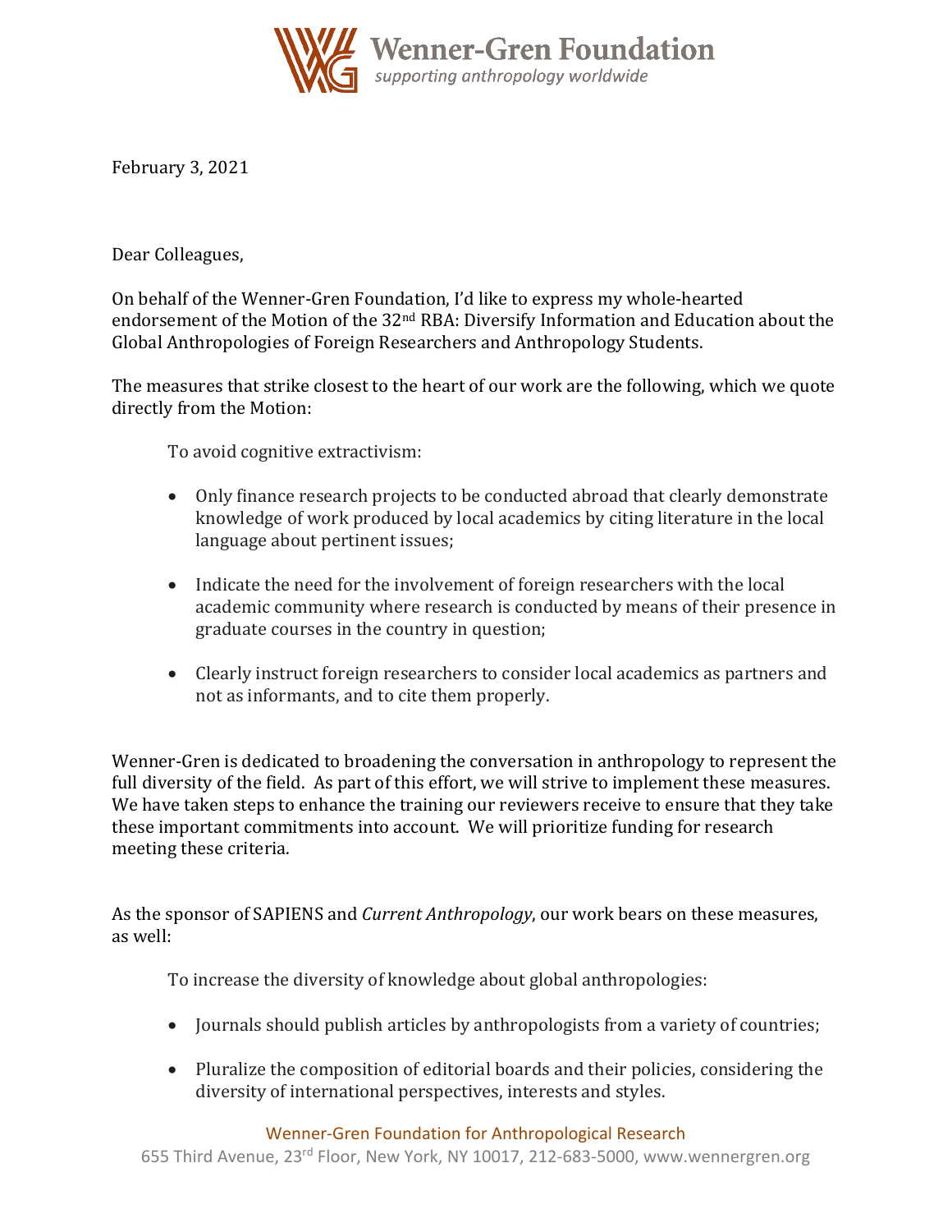Wenner-Gren Foundation
*supporting anthropology worldwide*

February 3, 2021

Dear Colleagues,

On behalf of the Wenner-Gren Foundation, I'd like to express my whole-hearted endorsement of the Motion of the 32nd RBA: Diversify Information and Education about the Global Anthropologies of Foreign Researchers and Anthropology Students.

The measures that strike closest to the heart of our work are the following, which we quote directly from the Motion:

To avoid cognitive extractivism:

- Only finance research projects to be conducted abroad that clearly demonstrate knowledge of work produced by local academics by citing literature in the local language about pertinent issues;
- Indicate the need for the involvement of foreign researchers with the local academic community where research is conducted by means of their presence in graduate courses in the country in question;
- Clearly instruct foreign researchers to consider local academics as partners and not as informants, and to cite them properly.

Wenner-Gren is dedicated to broadening the conversation in anthropology to represent the full diversity of the field. As part of this effort, we will strive to implement these measures. We have taken steps to enhance the training our reviewers receive to ensure that they take these important commitments into account. We will prioritize funding for research meeting these criteria.

As the sponsor of SAPIENS and *Current Anthropology*, our work bears on these measures, as well:

To increase the diversity of knowledge about global anthropologies:

- Journals should publish articles by anthropologists from a variety of countries;
- Pluralize the composition of editorial boards and their policies, considering the diversity of international perspectives, interests and styles.

Wenner-Gren Foundation for Anthropological Research
655 Third Avenue, 23rd Floor, New York, NY 10017, 212-683-5000, www.wennergren.org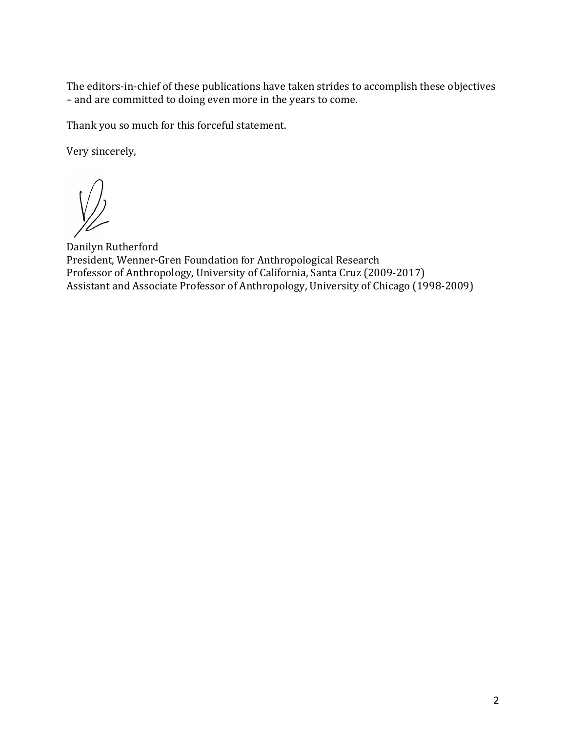The editors-in-chief of these publications have taken strides to accomplish these objectives – and are committed to doing even more in the years to come.

Thank you so much for this forceful statement.

Very sincerely,

Danilyn Rutherford
President, Wenner-Gren Foundation for Anthropological Research
Professor of Anthropology, University of California, Santa Cruz (2009-2017)
Assistant and Associate Professor of Anthropology, University of Chicago (1998-2009)